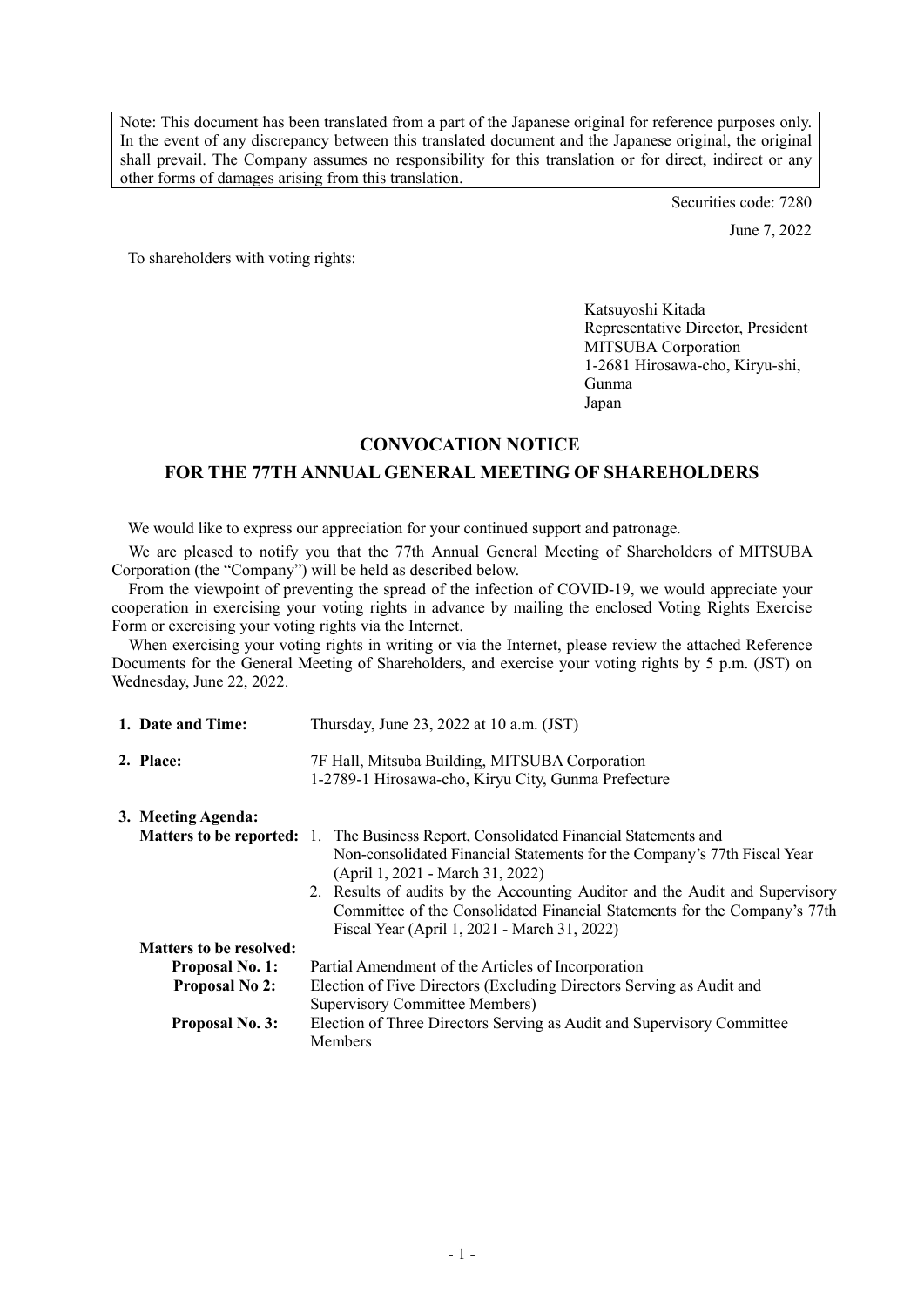Note: This document has been translated from a part of the Japanese original for reference purposes only. In the event of any discrepancy between this translated document and the Japanese original, the original shall prevail. The Company assumes no responsibility for this translation or for direct, indirect or any other forms of damages arising from this translation.

Securities code: 7280

June 7, 2022

To shareholders with voting rights:

Katsuyoshi Kitada
Representative Director, President
MITSUBA Corporation
1-2681 Hirosawa-cho, Kiryu-shi, Gunma
Japan

# CONVOCATION NOTICE
# FOR THE 77TH ANNUAL GENERAL MEETING OF SHAREHOLDERS

We would like to express our appreciation for your continued support and patronage.

We are pleased to notify you that the 77th Annual General Meeting of Shareholders of MITSUBA Corporation (the "Company") will be held as described below.

From the viewpoint of preventing the spread of the infection of COVID-19, we would appreciate your cooperation in exercising your voting rights in advance by mailing the enclosed Voting Rights Exercise Form or exercising your voting rights via the Internet.

When exercising your voting rights in writing or via the Internet, please review the attached Reference Documents for the General Meeting of Shareholders, and exercise your voting rights by 5 p.m. (JST) on Wednesday, June 22, 2022.

**1. Date and Time:** Thursday, June 23, 2022 at 10 a.m. (JST)

**2. Place:** 7F Hall, Mitsuba Building, MITSUBA Corporation
1-2789-1 Hirosawa-cho, Kiryu City, Gunma Prefecture

**3. Meeting Agenda:**

**Matters to be reported:**
1. The Business Report, Consolidated Financial Statements and Non-consolidated Financial Statements for the Company's 77th Fiscal Year (April 1, 2021 - March 31, 2022)
2. Results of audits by the Accounting Auditor and the Audit and Supervisory Committee of the Consolidated Financial Statements for the Company's 77th Fiscal Year (April 1, 2021 - March 31, 2022)

**Matters to be resolved:**

**Proposal No. 1:** Partial Amendment of the Articles of Incorporation

**Proposal No 2:** Election of Five Directors (Excluding Directors Serving as Audit and Supervisory Committee Members)

**Proposal No. 3:** Election of Three Directors Serving as Audit and Supervisory Committee Members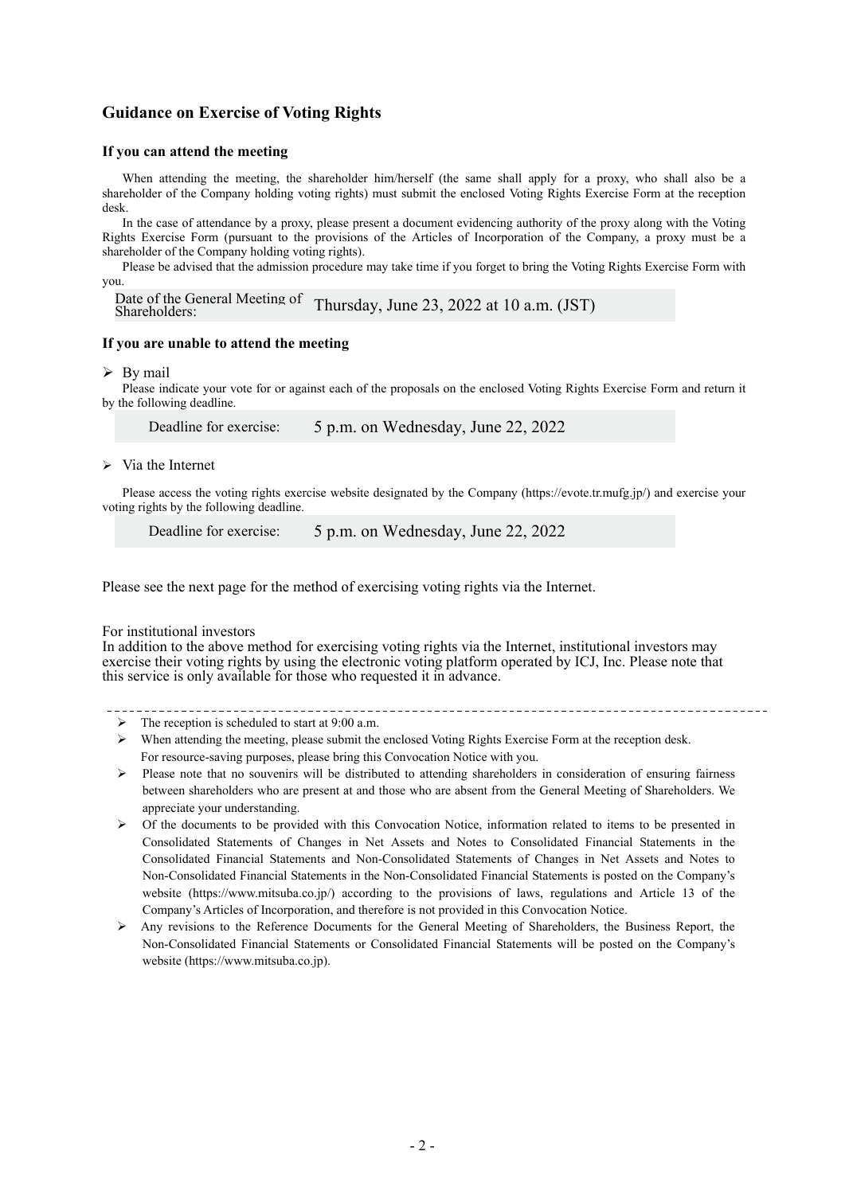## Guidance on Exercise of Voting Rights

### If you can attend the meeting

When attending the meeting, the shareholder him/herself (the same shall apply for a proxy, who shall also be a shareholder of the Company holding voting rights) must submit the enclosed Voting Rights Exercise Form at the reception desk.

In the case of attendance by a proxy, please present a document evidencing authority of the proxy along with the Voting Rights Exercise Form (pursuant to the provisions of the Articles of Incorporation of the Company, a proxy must be a shareholder of the Company holding voting rights).

Please be advised that the admission procedure may take time if you forget to bring the Voting Rights Exercise Form with you.

| Date of the General Meeting of Shareholders: | Thursday, June 23, 2022 at 10 a.m. (JST) |
|---|---|

### If you are unable to attend the meeting

- By mail

Please indicate your vote for or against each of the proposals on the enclosed Voting Rights Exercise Form and return it by the following deadline.

| Deadline for exercise: | 5 p.m. on Wednesday, June 22, 2022 |
|---|---|

- Via the Internet

Please access the voting rights exercise website designated by the Company (https://evote.tr.mufg.jp/) and exercise your voting rights by the following deadline.

| Deadline for exercise: | 5 p.m. on Wednesday, June 22, 2022 |
|---|---|

Please see the next page for the method of exercising voting rights via the Internet.

For institutional investors

In addition to the above method for exercising voting rights via the Internet, institutional investors may exercise their voting rights by using the electronic voting platform operated by ICJ, Inc. Please note that this service is only available for those who requested it in advance.

---

- The reception is scheduled to start at 9:00 a.m.
- When attending the meeting, please submit the enclosed Voting Rights Exercise Form at the reception desk. For resource-saving purposes, please bring this Convocation Notice with you.
- Please note that no souvenirs will be distributed to attending shareholders in consideration of ensuring fairness between shareholders who are present at and those who are absent from the General Meeting of Shareholders. We appreciate your understanding.
- Of the documents to be provided with this Convocation Notice, information related to items to be presented in Consolidated Statements of Changes in Net Assets and Notes to Consolidated Financial Statements in the Consolidated Financial Statements and Non-Consolidated Statements of Changes in Net Assets and Notes to Non-Consolidated Financial Statements in the Non-Consolidated Financial Statements is posted on the Company's website (https://www.mitsuba.co.jp/) according to the provisions of laws, regulations and Article 13 of the Company's Articles of Incorporation, and therefore is not provided in this Convocation Notice.
- Any revisions to the Reference Documents for the General Meeting of Shareholders, the Business Report, the Non-Consolidated Financial Statements or Consolidated Financial Statements will be posted on the Company's website (https://www.mitsuba.co.jp).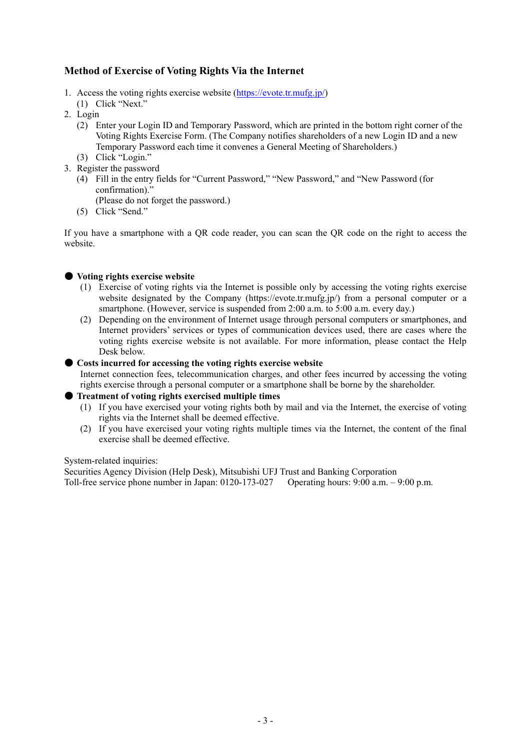## Method of Exercise of Voting Rights Via the Internet

1. Access the voting rights exercise website (https://evote.tr.mufg.jp/)
   (1) Click "Next."
2. Login
   (2) Enter your Login ID and Temporary Password, which are printed in the bottom right corner of the Voting Rights Exercise Form. (The Company notifies shareholders of a new Login ID and a new Temporary Password each time it convenes a General Meeting of Shareholders.)
   (3) Click "Login."
3. Register the password
   (4) Fill in the entry fields for "Current Password," "New Password," and "New Password (for confirmation)."
   (Please do not forget the password.)
   (5) Click "Send."

If you have a smartphone with a QR code reader, you can scan the QR code on the right to access the website.

● **Voting rights exercise website**

(1) Exercise of voting rights via the Internet is possible only by accessing the voting rights exercise website designated by the Company (https://evote.tr.mufg.jp/) from a personal computer or a smartphone. (However, service is suspended from 2:00 a.m. to 5:00 a.m. every day.)

(2) Depending on the environment of Internet usage through personal computers or smartphones, and Internet providers' services or types of communication devices used, there are cases where the voting rights exercise website is not available. For more information, please contact the Help Desk below.

● **Costs incurred for accessing the voting rights exercise website**

Internet connection fees, telecommunication charges, and other fees incurred by accessing the voting rights exercise through a personal computer or a smartphone shall be borne by the shareholder.

● **Treatment of voting rights exercised multiple times**

(1) If you have exercised your voting rights both by mail and via the Internet, the exercise of voting rights via the Internet shall be deemed effective.

(2) If you have exercised your voting rights multiple times via the Internet, the content of the final exercise shall be deemed effective.

System-related inquiries:
Securities Agency Division (Help Desk), Mitsubishi UFJ Trust and Banking Corporation
Toll-free service phone number in Japan: 0120-173-027 Operating hours: 9:00 a.m. – 9:00 p.m.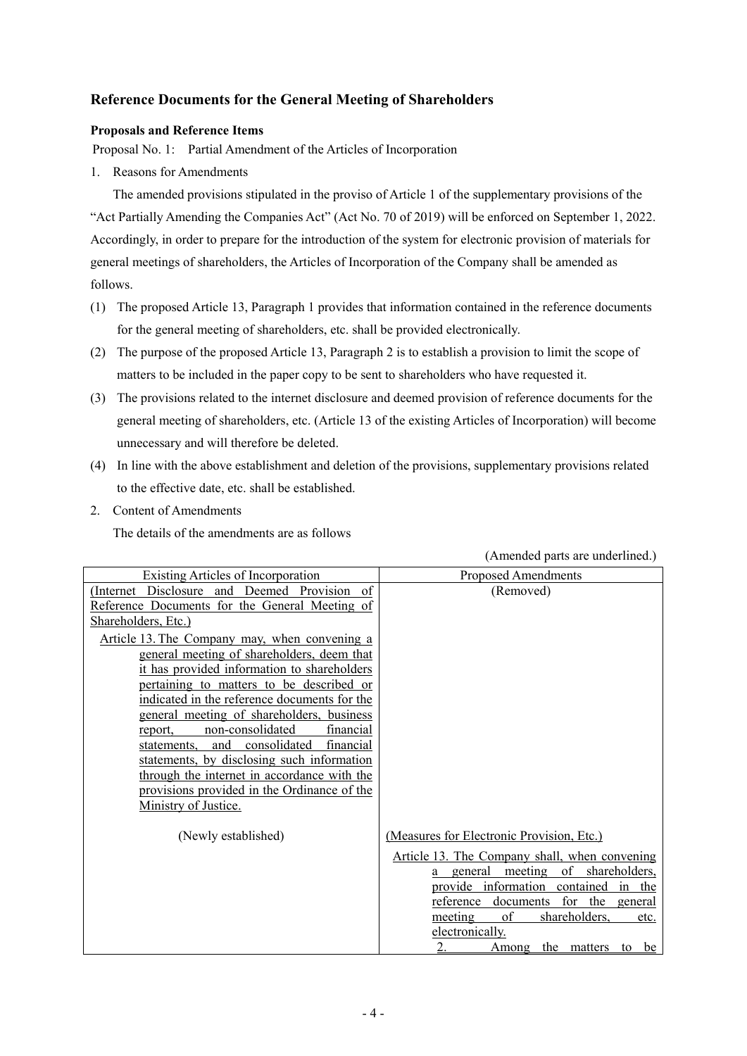## Reference Documents for the General Meeting of Shareholders

**Proposals and Reference Items**

Proposal No. 1: Partial Amendment of the Articles of Incorporation

1. Reasons for Amendments

The amended provisions stipulated in the proviso of Article 1 of the supplementary provisions of the "Act Partially Amending the Companies Act" (Act No. 70 of 2019) will be enforced on September 1, 2022. Accordingly, in order to prepare for the introduction of the system for electronic provision of materials for general meetings of shareholders, the Articles of Incorporation of the Company shall be amended as follows.

(1) The proposed Article 13, Paragraph 1 provides that information contained in the reference documents for the general meeting of shareholders, etc. shall be provided electronically.

(2) The purpose of the proposed Article 13, Paragraph 2 is to establish a provision to limit the scope of matters to be included in the paper copy to be sent to shareholders who have requested it.

(3) The provisions related to the internet disclosure and deemed provision of reference documents for the general meeting of shareholders, etc. (Article 13 of the existing Articles of Incorporation) will become unnecessary and will therefore be deleted.

(4) In line with the above establishment and deletion of the provisions, supplementary provisions related to the effective date, etc. shall be established.

2. Content of Amendments

The details of the amendments are as follows

(Amended parts are underlined.)

| Existing Articles of Incorporation | Proposed Amendments |
|---|---|
| (Internet Disclosure and Deemed Provision of Reference Documents for the General Meeting of Shareholders, Etc.)<br>Article 13. The Company may, when convening a general meeting of shareholders, deem that it has provided information to shareholders pertaining to matters to be described or indicated in the reference documents for the general meeting of shareholders, business report, non-consolidated financial statements, and consolidated financial statements, by disclosing such information through the internet in accordance with the provisions provided in the Ordinance of the Ministry of Justice. | (Removed) |
| (Newly established) | (Measures for Electronic Provision, Etc.)<br>Article 13. The Company shall, when convening a general meeting of shareholders, provide information contained in the reference documents for the general meeting of shareholders, etc. electronically.<br>2. Among the matters to be |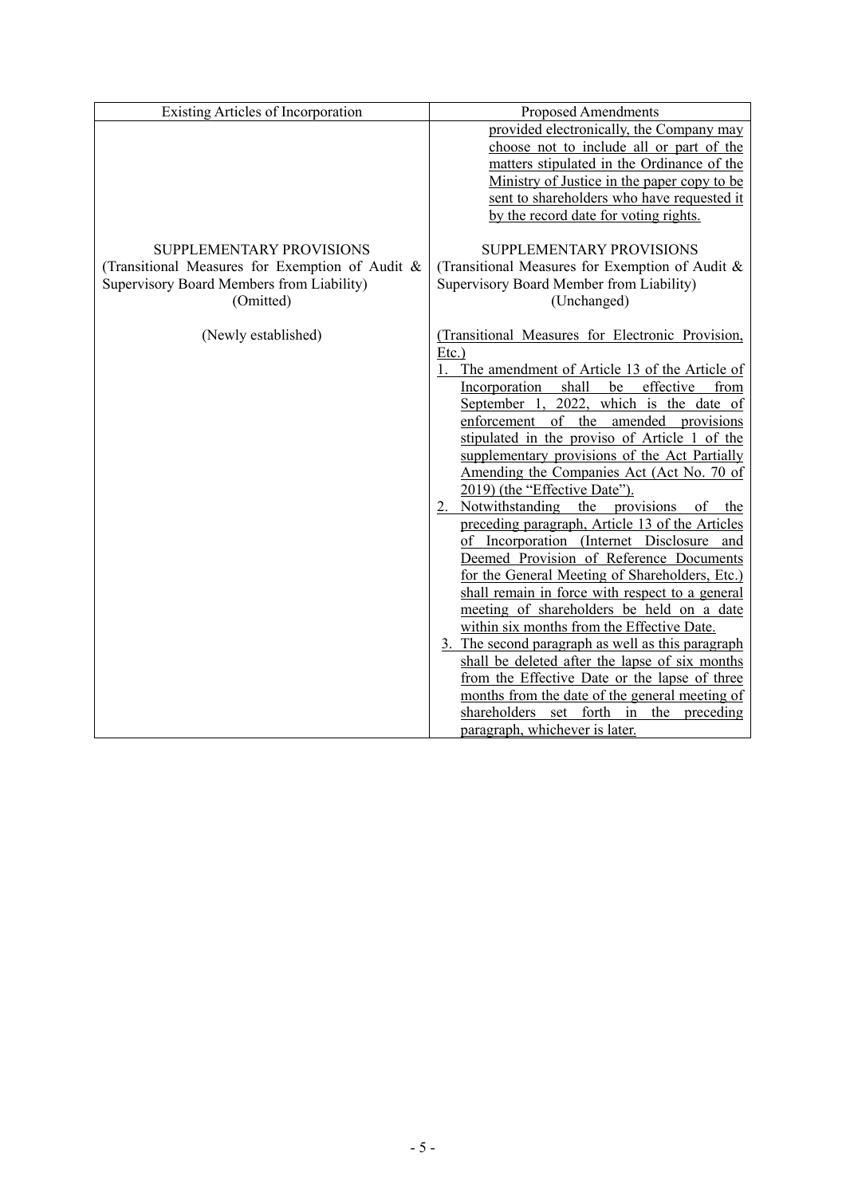| Existing Articles of Incorporation | Proposed Amendments |
| --- | --- |
| | provided electronically, the Company may choose not to include all or part of the matters stipulated in the Ordinance of the Ministry of Justice in the paper copy to be sent to shareholders who have requested it by the record date for voting rights. |
| SUPPLEMENTARY PROVISIONS<br>(Transitional Measures for Exemption of Audit & Supervisory Board Members from Liability)<br>(Omitted) | SUPPLEMENTARY PROVISIONS<br>(Transitional Measures for Exemption of Audit & Supervisory Board Member from Liability)<br>(Unchanged) |
| (Newly established) | (Transitional Measures for Electronic Provision, Etc.)<br>1. The amendment of Article 13 of the Article of Incorporation shall be effective from September 1, 2022, which is the date of enforcement of the amended provisions stipulated in the proviso of Article 1 of the supplementary provisions of the Act Partially Amending the Companies Act (Act No. 70 of 2019) (the "Effective Date").<br>2. Notwithstanding the provisions of the preceding paragraph, Article 13 of the Articles of Incorporation (Internet Disclosure and Deemed Provision of Reference Documents for the General Meeting of Shareholders, Etc.) shall remain in force with respect to a general meeting of shareholders be held on a date within six months from the Effective Date.<br>3. The second paragraph as well as this paragraph shall be deleted after the lapse of six months from the Effective Date or the lapse of three months from the date of the general meeting of shareholders set forth in the preceding paragraph, whichever is later. |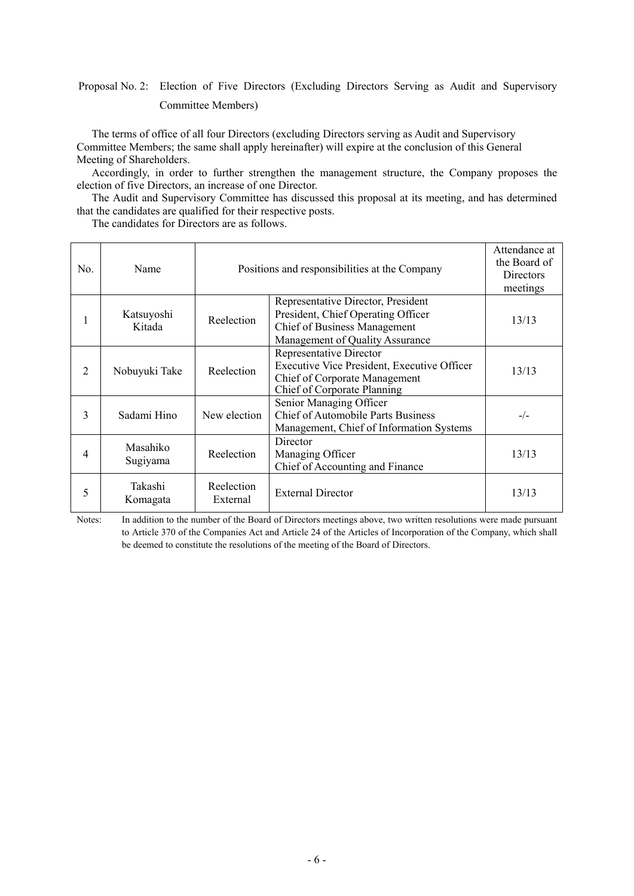## Proposal No. 2: Election of Five Directors (Excluding Directors Serving as Audit and Supervisory Committee Members)

The terms of office of all four Directors (excluding Directors serving as Audit and Supervisory Committee Members; the same shall apply hereinafter) will expire at the conclusion of this General Meeting of Shareholders.

Accordingly, in order to further strengthen the management structure, the Company proposes the election of five Directors, an increase of one Director.

The Audit and Supervisory Committee has discussed this proposal at its meeting, and has determined that the candidates are qualified for their respective posts.

The candidates for Directors are as follows.

| No. | Name | Positions and responsibilities at the Company | | Attendance at the Board of Directors meetings |
|---|---|---|---|---|
| 1 | Katsuyoshi Kitada | Reelection | Representative Director, President<br>President, Chief Operating Officer<br>Chief of Business Management<br>Management of Quality Assurance | 13/13 |
| 2 | Nobuyuki Take | Reelection | Representative Director<br>Executive Vice President, Executive Officer<br>Chief of Corporate Management<br>Chief of Corporate Planning | 13/13 |
| 3 | Sadami Hino | New election | Senior Managing Officer<br>Chief of Automobile Parts Business Management, Chief of Information Systems | -/- |
| 4 | Masahiko Sugiyama | Reelection | Director<br>Managing Officer<br>Chief of Accounting and Finance | 13/13 |
| 5 | Takashi Komagata | Reelection<br>External | External Director | 13/13 |

Notes: In addition to the number of the Board of Directors meetings above, two written resolutions were made pursuant to Article 370 of the Companies Act and Article 24 of the Articles of Incorporation of the Company, which shall be deemed to constitute the resolutions of the meeting of the Board of Directors.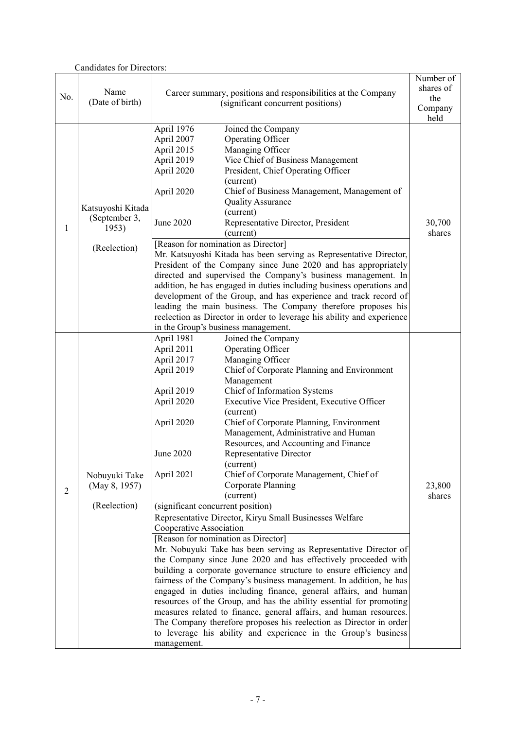Candidates for Directors:

| No. | Name (Date of birth) | Career summary, positions and responsibilities at the Company (significant concurrent positions) | Number of shares of the Company held |
|---|---|---|---|
| 1 | Katsuyoshi Kitada (September 3, 1953) (Reelection) | April 1976 Joined the Company<br>April 2007 Operating Officer<br>April 2015 Managing Officer<br>April 2019 Vice Chief of Business Management<br>April 2020 President, Chief Operating Officer (current)<br>April 2020 Chief of Business Management, Management of Quality Assurance (current)<br>June 2020 Representative Director, President (current)<br>[Reason for nomination as Director]<br>Mr. Katsuyoshi Kitada has been serving as Representative Director, President of the Company since June 2020 and has appropriately directed and supervised the Company's business management. In addition, he has engaged in duties including business operations and development of the Group, and has experience and track record of leading the main business. The Company therefore proposes his reelection as Director in order to leverage his ability and experience in the Group's business management. | 30,700 shares |
| 2 | Nobuyuki Take (May 8, 1957) (Reelection) | April 1981 Joined the Company<br>April 2011 Operating Officer<br>April 2017 Managing Officer<br>April 2019 Chief of Corporate Planning and Environment Management<br>April 2019 Chief of Information Systems<br>April 2020 Executive Vice President, Executive Officer (current)<br>April 2020 Chief of Corporate Planning, Environment Management, Administrative and Human Resources, and Accounting and Finance<br>June 2020 Representative Director (current)<br>April 2021 Chief of Corporate Management, Chief of Corporate Planning (current)<br>(significant concurrent position)<br>Representative Director, Kiryu Small Businesses Welfare Cooperative Association<br>[Reason for nomination as Director]<br>Mr. Nobuyuki Take has been serving as Representative Director of the Company since June 2020 and has effectively proceeded with building a corporate governance structure to ensure efficiency and fairness of the Company's business management. In addition, he has engaged in duties including finance, general affairs, and human resources of the Group, and has the ability essential for promoting measures related to finance, general affairs, and human resources. The Company therefore proposes his reelection as Director in order to leverage his ability and experience in the Group's business management. | 23,800 shares |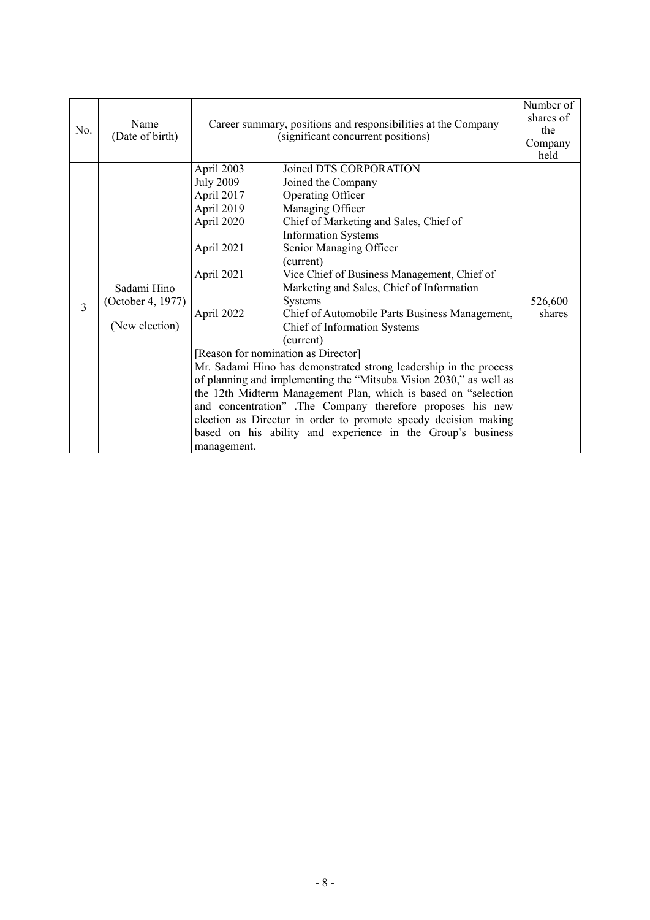| No. | Name (Date of birth) | Career summary, positions and responsibilities at the Company (significant concurrent positions) | Number of shares of the Company held |
|---|---|---|---|
| 3 | Sadami Hino (October 4, 1977) (New election) | April 2003 Joined DTS CORPORATION<br>July 2009 Joined the Company<br>April 2017 Operating Officer<br>April 2019 Managing Officer<br>April 2020 Chief of Marketing and Sales, Chief of Information Systems<br>April 2021 Senior Managing Officer (current)<br>April 2021 Vice Chief of Business Management, Chief of Marketing and Sales, Chief of Information Systems<br>April 2022 Chief of Automobile Parts Business Management, Chief of Information Systems (current)<br><br>[Reason for nomination as Director]<br>Mr. Sadami Hino has demonstrated strong leadership in the process of planning and implementing the "Mitsuba Vision 2030," as well as the 12th Midterm Management Plan, which is based on "selection and concentration" .The Company therefore proposes his new election as Director in order to promote speedy decision making based on his ability and experience in the Group's business management. | 526,600 shares |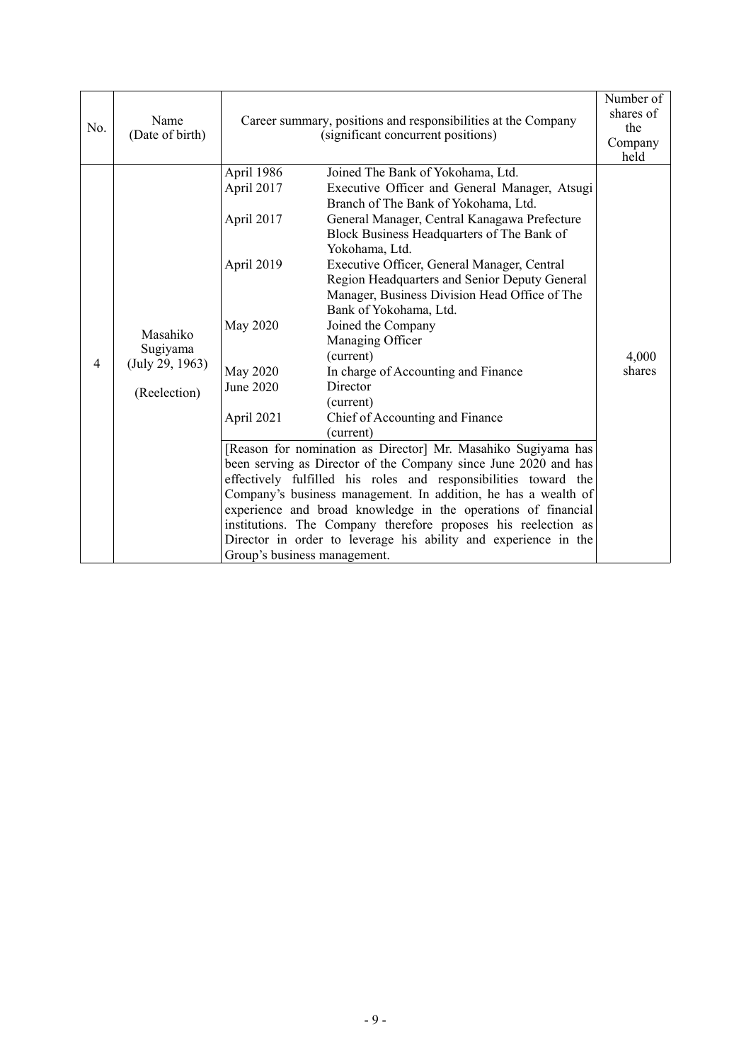| No. | Name (Date of birth) | Career summary, positions and responsibilities at the Company (significant concurrent positions) | | Number of shares of the Company held |
|---|---|---|---|---|
| 4 | Masahiko Sugiyama (July 29, 1963)<br><br>(Reelection) | April 1986 | Joined The Bank of Yokohama, Ltd. | 4,000 shares |
| | | April 2017 | Executive Officer and General Manager, Atsugi Branch of The Bank of Yokohama, Ltd. | |
| | | April 2017 | General Manager, Central Kanagawa Prefecture Block Business Headquarters of The Bank of Yokohama, Ltd. | |
| | | April 2019 | Executive Officer, General Manager, Central Region Headquarters and Senior Deputy General Manager, Business Division Head Office of The Bank of Yokohama, Ltd. | |
| | | May 2020 | Joined the Company<br>Managing Officer<br>(current) | |
| | | May 2020 | In charge of Accounting and Finance | |
| | | June 2020 | Director<br>(current) | |
| | | April 2021 | Chief of Accounting and Finance<br>(current) | |
| | | [Reason for nomination as Director] Mr. Masahiko Sugiyama has been serving as Director of the Company since June 2020 and has effectively fulfilled his roles and responsibilities toward the Company's business management. In addition, he has a wealth of experience and broad knowledge in the operations of financial institutions. The Company therefore proposes his reelection as Director in order to leverage his ability and experience in the Group's business management. | | |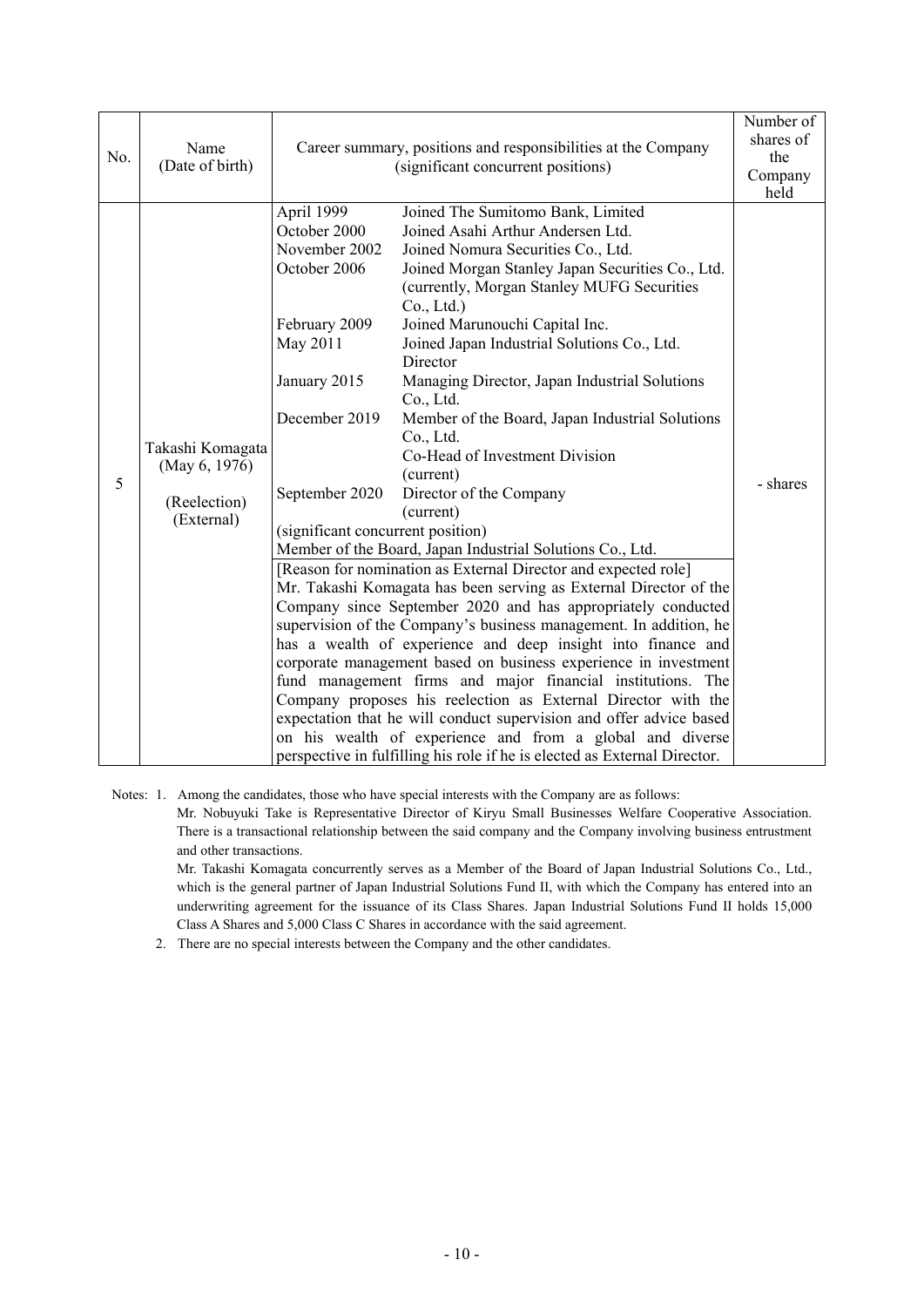| No. | Name<br>(Date of birth) | Career summary, positions and responsibilities at the Company<br>(significant concurrent positions) | Number of shares of the Company held |
|---|---|---|---|
| 5 | Takashi Komagata<br>(May 6, 1976)<br><br>(Reelection)<br>(External) | April 1999 Joined The Sumitomo Bank, Limited<br>October 2000 Joined Asahi Arthur Andersen Ltd.<br>November 2002 Joined Nomura Securities Co., Ltd.<br>October 2006 Joined Morgan Stanley Japan Securities Co., Ltd. (currently, Morgan Stanley MUFG Securities Co., Ltd.)<br>February 2009 Joined Marunouchi Capital Inc.<br>May 2011 Joined Japan Industrial Solutions Co., Ltd. Director<br>January 2015 Managing Director, Japan Industrial Solutions Co., Ltd.<br>December 2019 Member of the Board, Japan Industrial Solutions Co., Ltd. Co-Head of Investment Division (current)<br>September 2020 Director of the Company (current)<br>(significant concurrent position)<br>Member of the Board, Japan Industrial Solutions Co., Ltd.<br>[Reason for nomination as External Director and expected role]<br>Mr. Takashi Komagata has been serving as External Director of the Company since September 2020 and has appropriately conducted supervision of the Company's business management. In addition, he has a wealth of experience and deep insight into finance and corporate management based on business experience in investment fund management firms and major financial institutions. The Company proposes his reelection as External Director with the expectation that he will conduct supervision and offer advice based on his wealth of experience and from a global and diverse perspective in fulfilling his role if he is elected as External Director. | - shares |

Notes: 1. Among the candidates, those who have special interests with the Company are as follows:

Mr. Nobuyuki Take is Representative Director of Kiryu Small Businesses Welfare Cooperative Association. There is a transactional relationship between the said company and the Company involving business entrustment and other transactions.

Mr. Takashi Komagata concurrently serves as a Member of the Board of Japan Industrial Solutions Co., Ltd., which is the general partner of Japan Industrial Solutions Fund II, with which the Company has entered into an underwriting agreement for the issuance of its Class Shares. Japan Industrial Solutions Fund II holds 15,000 Class A Shares and 5,000 Class C Shares in accordance with the said agreement.

2. There are no special interests between the Company and the other candidates.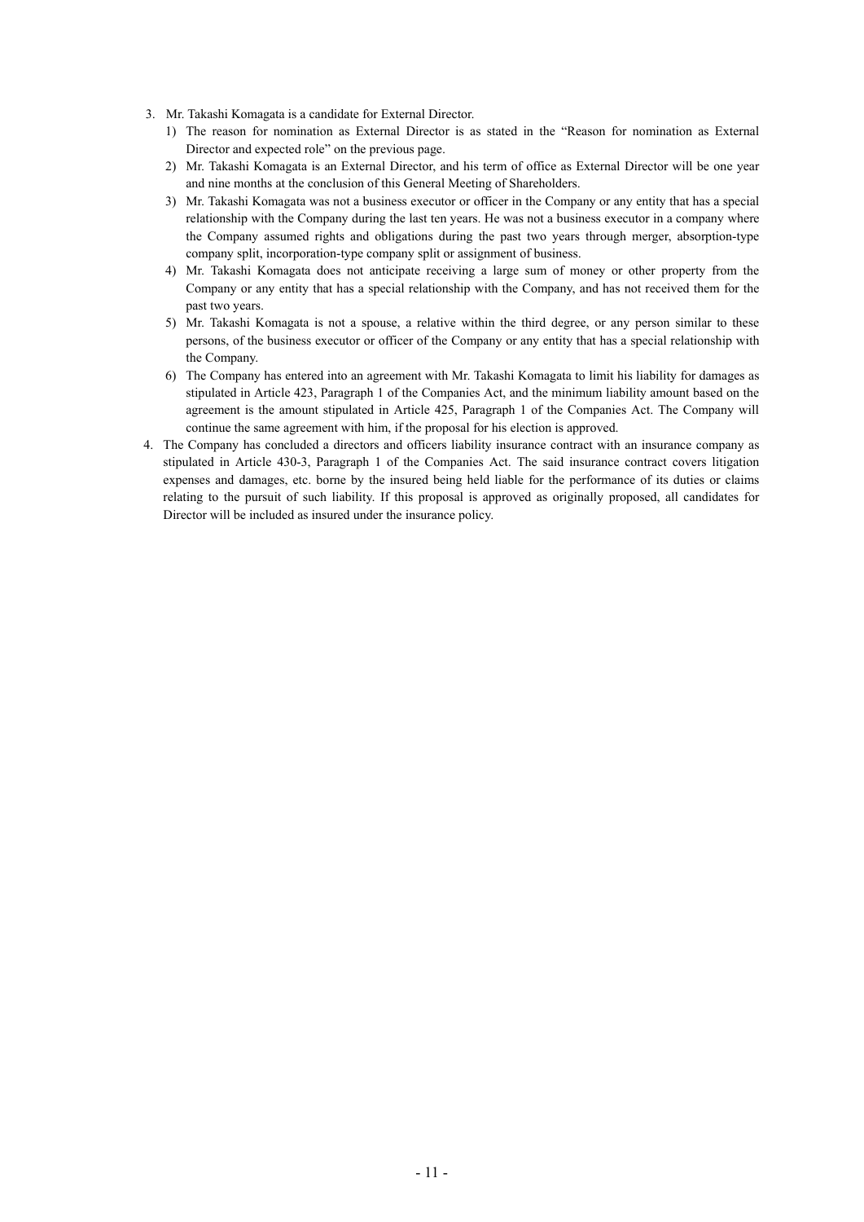3. Mr. Takashi Komagata is a candidate for External Director.
   1) The reason for nomination as External Director is as stated in the "Reason for nomination as External Director and expected role" on the previous page.
   2) Mr. Takashi Komagata is an External Director, and his term of office as External Director will be one year and nine months at the conclusion of this General Meeting of Shareholders.
   3) Mr. Takashi Komagata was not a business executor or officer in the Company or any entity that has a special relationship with the Company during the last ten years. He was not a business executor in a company where the Company assumed rights and obligations during the past two years through merger, absorption-type company split, incorporation-type company split or assignment of business.
   4) Mr. Takashi Komagata does not anticipate receiving a large sum of money or other property from the Company or any entity that has a special relationship with the Company, and has not received them for the past two years.
   5) Mr. Takashi Komagata is not a spouse, a relative within the third degree, or any person similar to these persons, of the business executor or officer of the Company or any entity that has a special relationship with the Company.
   6) The Company has entered into an agreement with Mr. Takashi Komagata to limit his liability for damages as stipulated in Article 423, Paragraph 1 of the Companies Act, and the minimum liability amount based on the agreement is the amount stipulated in Article 425, Paragraph 1 of the Companies Act. The Company will continue the same agreement with him, if the proposal for his election is approved.
4. The Company has concluded a directors and officers liability insurance contract with an insurance company as stipulated in Article 430-3, Paragraph 1 of the Companies Act. The said insurance contract covers litigation expenses and damages, etc. borne by the insured being held liable for the performance of its duties or claims relating to the pursuit of such liability. If this proposal is approved as originally proposed, all candidates for Director will be included as insured under the insurance policy.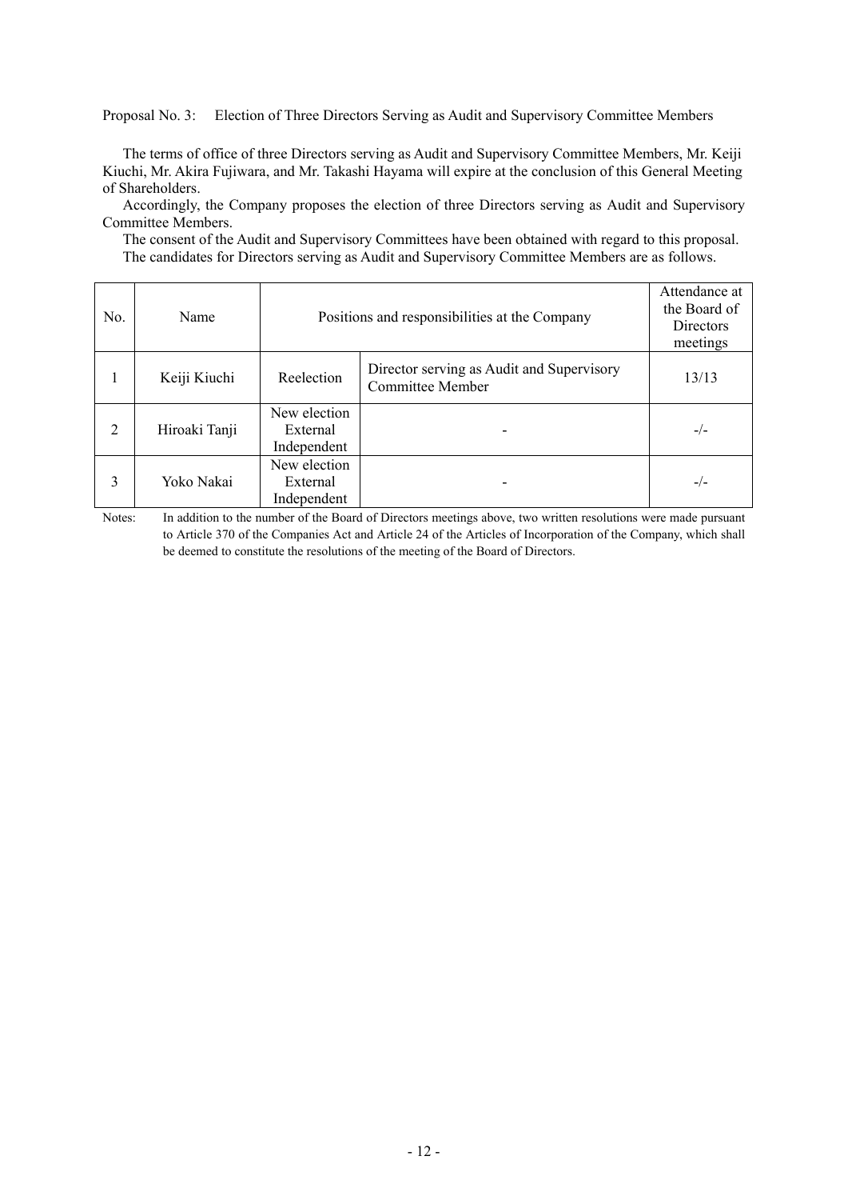Proposal No. 3: Election of Three Directors Serving as Audit and Supervisory Committee Members

The terms of office of three Directors serving as Audit and Supervisory Committee Members, Mr. Keiji Kiuchi, Mr. Akira Fujiwara, and Mr. Takashi Hayama will expire at the conclusion of this General Meeting of Shareholders.

Accordingly, the Company proposes the election of three Directors serving as Audit and Supervisory Committee Members.

The consent of the Audit and Supervisory Committees have been obtained with regard to this proposal.

The candidates for Directors serving as Audit and Supervisory Committee Members are as follows.

| No. | Name | Positions and responsibilities at the Company | | Attendance at the Board of Directors meetings |
|---|---|---|---|---|
| 1 | Keiji Kiuchi | Reelection | Director serving as Audit and Supervisory Committee Member | 13/13 |
| 2 | Hiroaki Tanji | New election<br>External<br>Independent | - | -/- |
| 3 | Yoko Nakai | New election<br>External<br>Independent | - | -/- |

Notes: In addition to the number of the Board of Directors meetings above, two written resolutions were made pursuant to Article 370 of the Companies Act and Article 24 of the Articles of Incorporation of the Company, which shall be deemed to constitute the resolutions of the meeting of the Board of Directors.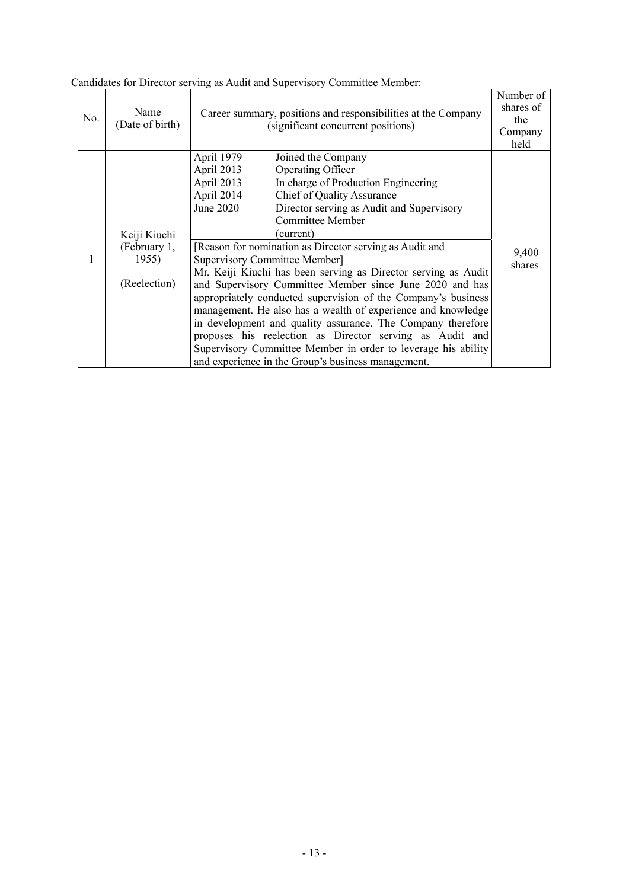Candidates for Director serving as Audit and Supervisory Committee Member:

| No. | Name (Date of birth) | Career summary, positions and responsibilities at the Company (significant concurrent positions) | Number of shares of the Company held |
|---|---|---|---|
| 1 | Keiji Kiuchi (February 1, 1955) (Reelection) | April 1979 Joined the Company<br>April 2013 Operating Officer<br>April 2013 In charge of Production Engineering<br>April 2014 Chief of Quality Assurance<br>June 2020 Director serving as Audit and Supervisory Committee Member (current)<br><br>[Reason for nomination as Director serving as Audit and Supervisory Committee Member]<br>Mr. Keiji Kiuchi has been serving as Director serving as Audit and Supervisory Committee Member since June 2020 and has appropriately conducted supervision of the Company's business management. He also has a wealth of experience and knowledge in development and quality assurance. The Company therefore proposes his reelection as Director serving as Audit and Supervisory Committee Member in order to leverage his ability and experience in the Group's business management. | 9,400 shares |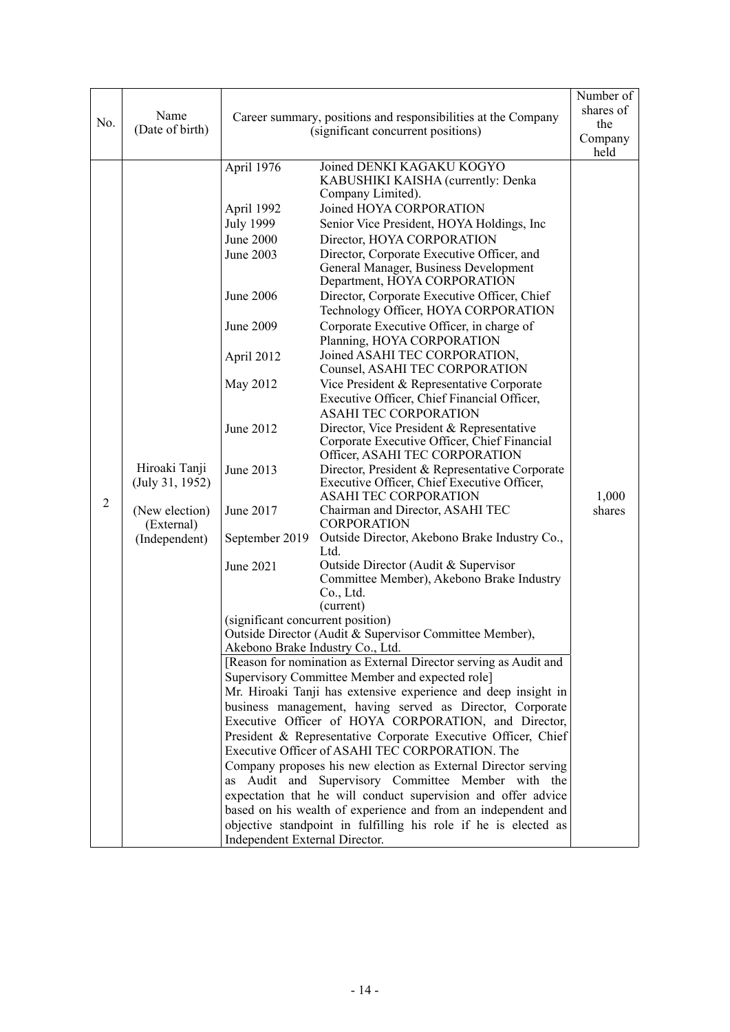| No. | Name (Date of birth) | Career summary, positions and responsibilities at the Company (significant concurrent positions) | Number of shares of the Company held |
|---|---|---|---|
| 2 | Hiroaki Tanji (July 31, 1952)<br><br>(New election) (External) (Independent) | April 1976 Joined DENKI KAGAKU KOGYO KABUSHIKI KAISHA (currently: Denka Company Limited).<br>April 1992 Joined HOYA CORPORATION<br>July 1999 Senior Vice President, HOYA Holdings, Inc<br>June 2000 Director, HOYA CORPORATION<br>June 2003 Director, Corporate Executive Officer, and General Manager, Business Development Department, HOYA CORPORATION<br>June 2006 Director, Corporate Executive Officer, Chief Technology Officer, HOYA CORPORATION<br>June 2009 Corporate Executive Officer, in charge of Planning, HOYA CORPORATION<br>April 2012 Joined ASAHI TEC CORPORATION, Counsel, ASAHI TEC CORPORATION<br>May 2012 Vice President & Representative Corporate Executive Officer, Chief Financial Officer, ASAHI TEC CORPORATION<br>June 2012 Director, Vice President & Representative Corporate Executive Officer, Chief Financial Officer, ASAHI TEC CORPORATION<br>June 2013 Director, President & Representative Corporate Executive Officer, Chief Executive Officer, ASAHI TEC CORPORATION<br>June 2017 Chairman and Director, ASAHI TEC CORPORATION<br>September 2019 Outside Director, Akebono Brake Industry Co., Ltd.<br>June 2021 Outside Director (Audit & Supervisor Committee Member), Akebono Brake Industry Co., Ltd. (current)<br><br>(significant concurrent position)<br>Outside Director (Audit & Supervisor Committee Member), Akebono Brake Industry Co., Ltd. | 1,000 shares |
| | | [Reason for nomination as External Director serving as Audit and Supervisory Committee Member and expected role]<br>Mr. Hiroaki Tanji has extensive experience and deep insight in business management, having served as Director, Corporate Executive Officer of HOYA CORPORATION, and Director, President & Representative Corporate Executive Officer, Chief Executive Officer of ASAHI TEC CORPORATION. The Company proposes his new election as External Director serving as Audit and Supervisory Committee Member with the expectation that he will conduct supervision and offer advice based on his wealth of experience and from an independent and objective standpoint in fulfilling his role if he is elected as Independent External Director. | |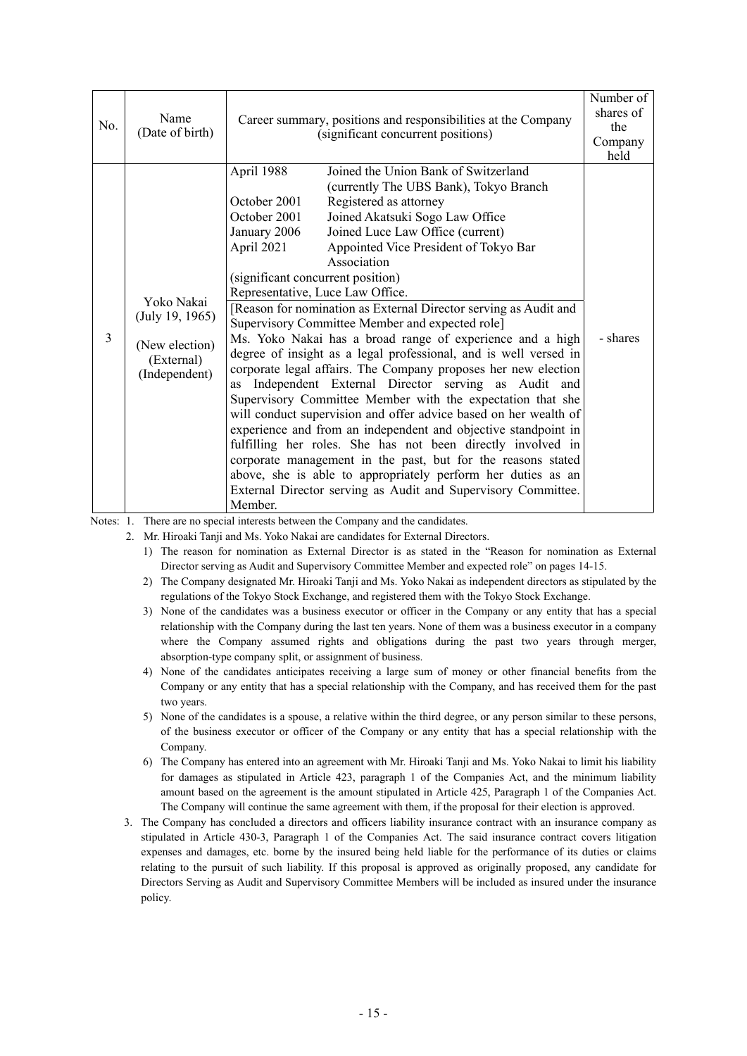| No. | Name (Date of birth) | Career summary, positions and responsibilities at the Company (significant concurrent positions) | Number of shares of the Company held |
|---|---|---|---|
| 3 | Yoko Nakai (July 19, 1965) (New election) (External) (Independent) | April 1988 Joined the Union Bank of Switzerland (currently The UBS Bank), Tokyo Branch<br>October 2001 Registered as attorney<br>October 2001 Joined Akatsuki Sogo Law Office<br>January 2006 Joined Luce Law Office (current)<br>April 2021 Appointed Vice President of Tokyo Bar Association<br>(significant concurrent position)<br>Representative, Luce Law Office. | - shares |
| | | [Reason for nomination as External Director serving as Audit and Supervisory Committee Member and expected role]<br>Ms. Yoko Nakai has a broad range of experience and a high degree of insight as a legal professional, and is well versed in corporate legal affairs. The Company proposes her new election as Independent External Director serving as Audit and Supervisory Committee Member with the expectation that she will conduct supervision and offer advice based on her wealth of experience and from an independent and objective standpoint in fulfilling her roles. She has not been directly involved in corporate management in the past, but for the reasons stated above, she is able to appropriately perform her duties as an External Director serving as Audit and Supervisory Committee. Member. | |

Notes:
1. There are no special interests between the Company and the candidates.
2. Mr. Hiroaki Tanji and Ms. Yoko Nakai are candidates for External Directors.
   1) The reason for nomination as External Director is as stated in the "Reason for nomination as External Director serving as Audit and Supervisory Committee Member and expected role" on pages 14-15.
   2) The Company designated Mr. Hiroaki Tanji and Ms. Yoko Nakai as independent directors as stipulated by the regulations of the Tokyo Stock Exchange, and registered them with the Tokyo Stock Exchange.
   3) None of the candidates was a business executor or officer in the Company or any entity that has a special relationship with the Company during the last ten years. None of them was a business executor in a company where the Company assumed rights and obligations during the past two years through merger, absorption-type company split, or assignment of business.
   4) None of the candidates anticipates receiving a large sum of money or other financial benefits from the Company or any entity that has a special relationship with the Company, and has received them for the past two years.
   5) None of the candidates is a spouse, a relative within the third degree, or any person similar to these persons, of the business executor or officer of the Company or any entity that has a special relationship with the Company.
   6) The Company has entered into an agreement with Mr. Hiroaki Tanji and Ms. Yoko Nakai to limit his liability for damages as stipulated in Article 423, paragraph 1 of the Companies Act, and the minimum liability amount based on the agreement is the amount stipulated in Article 425, Paragraph 1 of the Companies Act. The Company will continue the same agreement with them, if the proposal for their election is approved.
3. The Company has concluded a directors and officers liability insurance contract with an insurance company as stipulated in Article 430-3, Paragraph 1 of the Companies Act. The said insurance contract covers litigation expenses and damages, etc. borne by the insured being held liable for the performance of its duties or claims relating to the pursuit of such liability. If this proposal is approved as originally proposed, any candidate for Directors Serving as Audit and Supervisory Committee Members will be included as insured under the insurance policy.